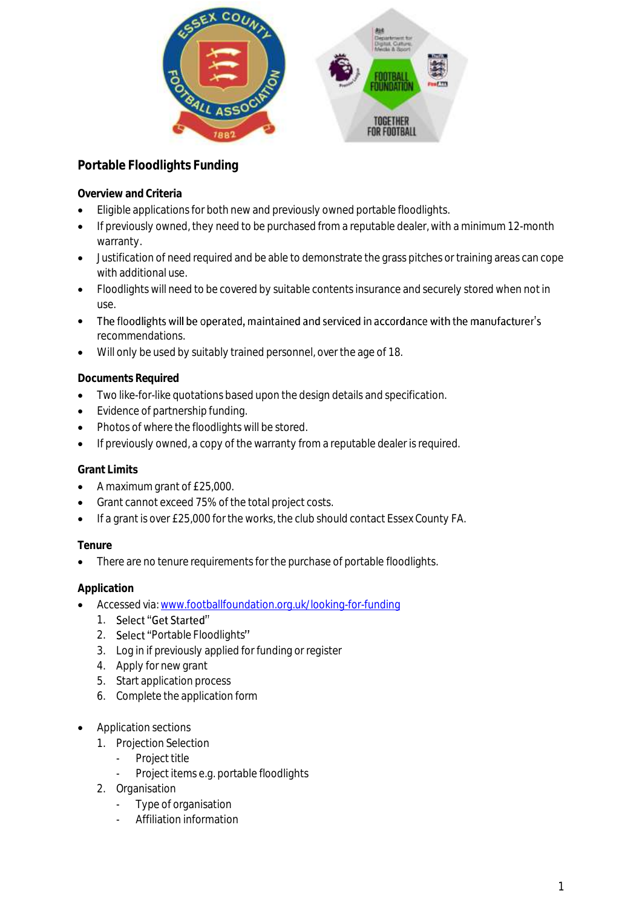## Portable Floodlights Funding

### Overview and Criteria

- Eligible applications for both new and previously owned portable floodlights.
- If previously owned, they need to be purchased from a reputable dealer, with a minimum 12-month warranty.
- Justification of need required and be able to demonstrate the grass pitches or training areas can cope with additional use.
- Floodlights will need to be covered by suitable contents insurance and securely stored when not in use.
- The floodlights will be operated, maintained and serviced in accordance with the manufacturer's recommendations.
- Will only be used by suitably trained personnel, over the age of 18.

### Documents Required

- Two like-for-like quotations based upon the design details and specification.
- Evidence of partnership funding.
- Photos of where the floodlights will be stored.
- If previously owned, a copy of the warranty from a reputable dealer is required.

### Grant Limits

- A maximum grant of £25,000.
- Grant cannot exceed 75% of the total project costs.
- If a grant is over £25,000 for the works, the club should contact Essex County FA.

### Tenure

- There are no tenure requirements for the purchase of portable floodlights.

### Application

- Accessed via: [www.footballfoundation.org.uk/looking-for-funding](www.footballfoundation.org.uk/looking-for-funding)
  1. Select "Get Started"
  2. Select "Portable Floodlights"
  3. Log in if previously applied for funding or register
  4. Apply for new grant
  5. Start application process
  6. Complete the application form

- Application sections
  1. Projection Selection
     - Project title
     - Project items e.g. portable floodlights
  2. Organisation
     - Type of organisation
     - Affiliation information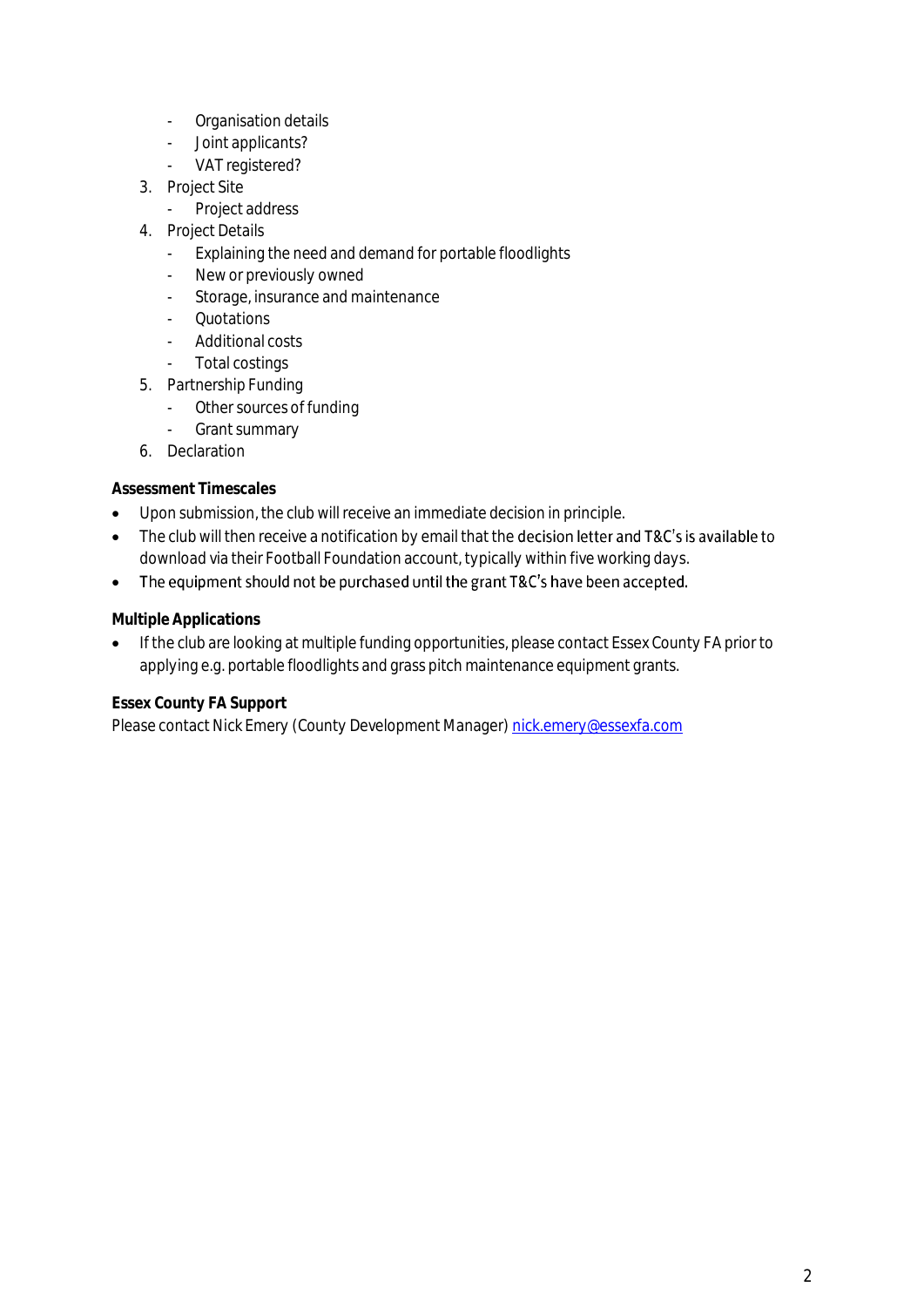- Organisation details
   - Joint applicants?
   - VAT registered?
3. Project Site
   - Project address
4. Project Details
   - Explaining the need and demand for portable floodlights
   - New or previously owned
   - Storage, insurance and maintenance
   - Quotations
   - Additional costs
   - Total costings
5. Partnership Funding
   - Other sources of funding
   - Grant summary
6. Declaration

**Assessment Timescales**

- Upon submission, the club will receive an immediate decision in principle.
- The club will then receive a notification by email that the decision letter and T&C's is available to download via their Football Foundation account, typically within five working days.
- The equipment should not be purchased until the grant T&C's have been accepted.

**Multiple Applications**

- If the club are looking at multiple funding opportunities, please contact Essex County FA prior to applying e.g. portable floodlights and grass pitch maintenance equipment grants.

**Essex County FA Support**

Please contact Nick Emery (County Development Manager) nick.emery@essexfa.com